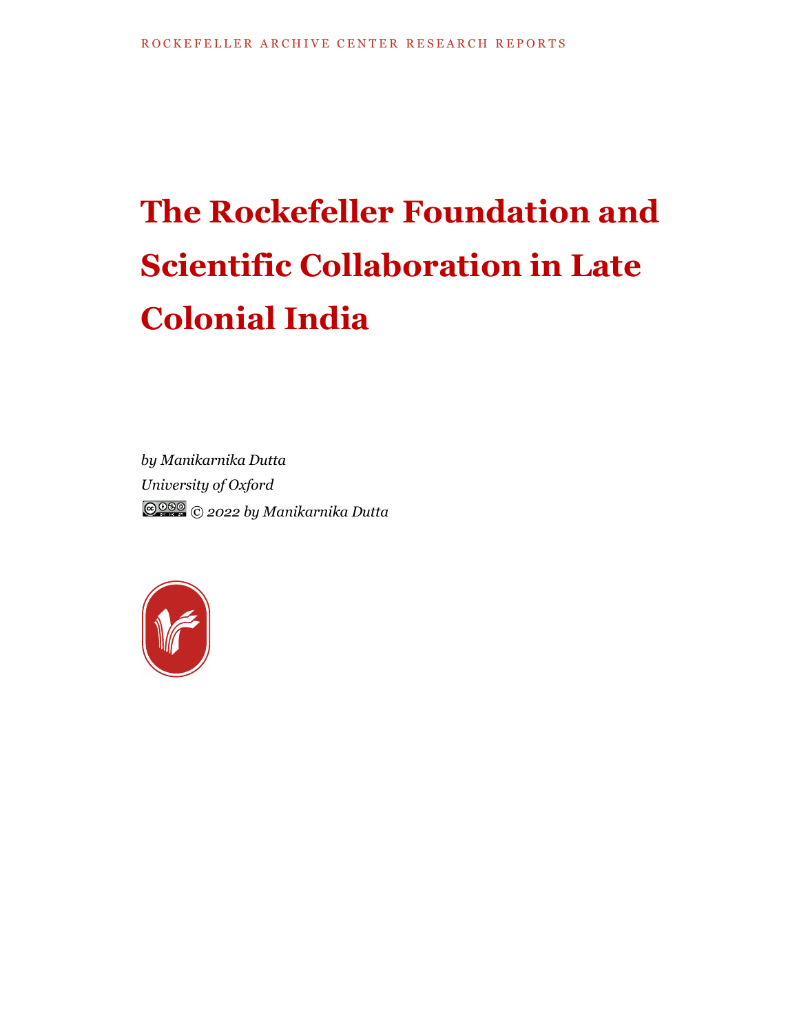ROCKEFELLER ARCHIVE CENTER RESEARCH REPORTS

# The Rockefeller Foundation and Scientific Collaboration in Late Colonial India

*by Manikarnika Dutta*
*University of Oxford*
*© 2022 by Manikarnika Dutta*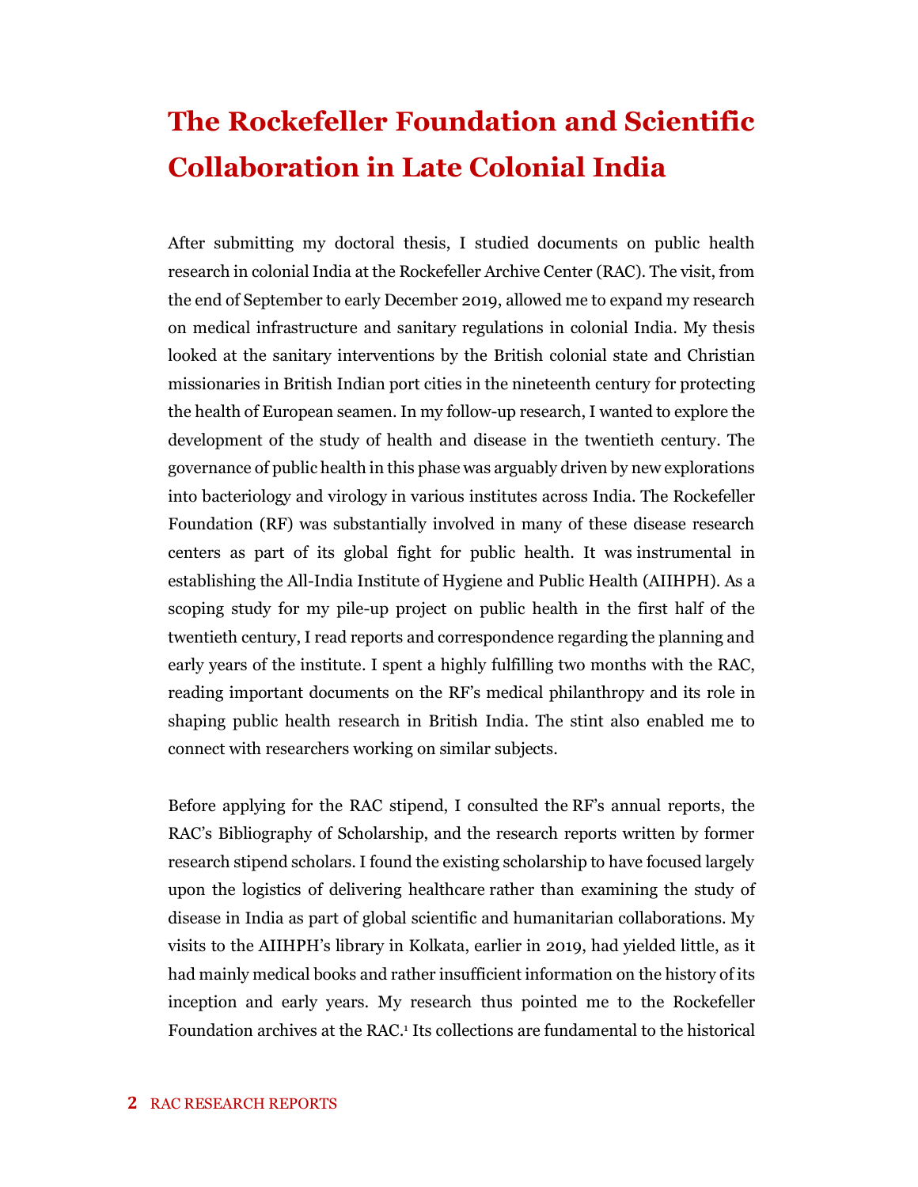# The Rockefeller Foundation and Scientific Collaboration in Late Colonial India

After submitting my doctoral thesis, I studied documents on public health research in colonial India at the Rockefeller Archive Center (RAC). The visit, from the end of September to early December 2019, allowed me to expand my research on medical infrastructure and sanitary regulations in colonial India. My thesis looked at the sanitary interventions by the British colonial state and Christian missionaries in British Indian port cities in the nineteenth century for protecting the health of European seamen. In my follow-up research, I wanted to explore the development of the study of health and disease in the twentieth century. The governance of public health in this phase was arguably driven by new explorations into bacteriology and virology in various institutes across India. The Rockefeller Foundation (RF) was substantially involved in many of these disease research centers as part of its global fight for public health. It was instrumental in establishing the All-India Institute of Hygiene and Public Health (AIIHPH). As a scoping study for my pile-up project on public health in the first half of the twentieth century, I read reports and correspondence regarding the planning and early years of the institute. I spent a highly fulfilling two months with the RAC, reading important documents on the RF's medical philanthropy and its role in shaping public health research in British India. The stint also enabled me to connect with researchers working on similar subjects.

Before applying for the RAC stipend, I consulted the RF's annual reports, the RAC's Bibliography of Scholarship, and the research reports written by former research stipend scholars. I found the existing scholarship to have focused largely upon the logistics of delivering healthcare rather than examining the study of disease in India as part of global scientific and humanitarian collaborations. My visits to the AIIHPH's library in Kolkata, earlier in 2019, had yielded little, as it had mainly medical books and rather insufficient information on the history of its inception and early years. My research thus pointed me to the Rockefeller Foundation archives at the RAC.[1] Its collections are fundamental to the historical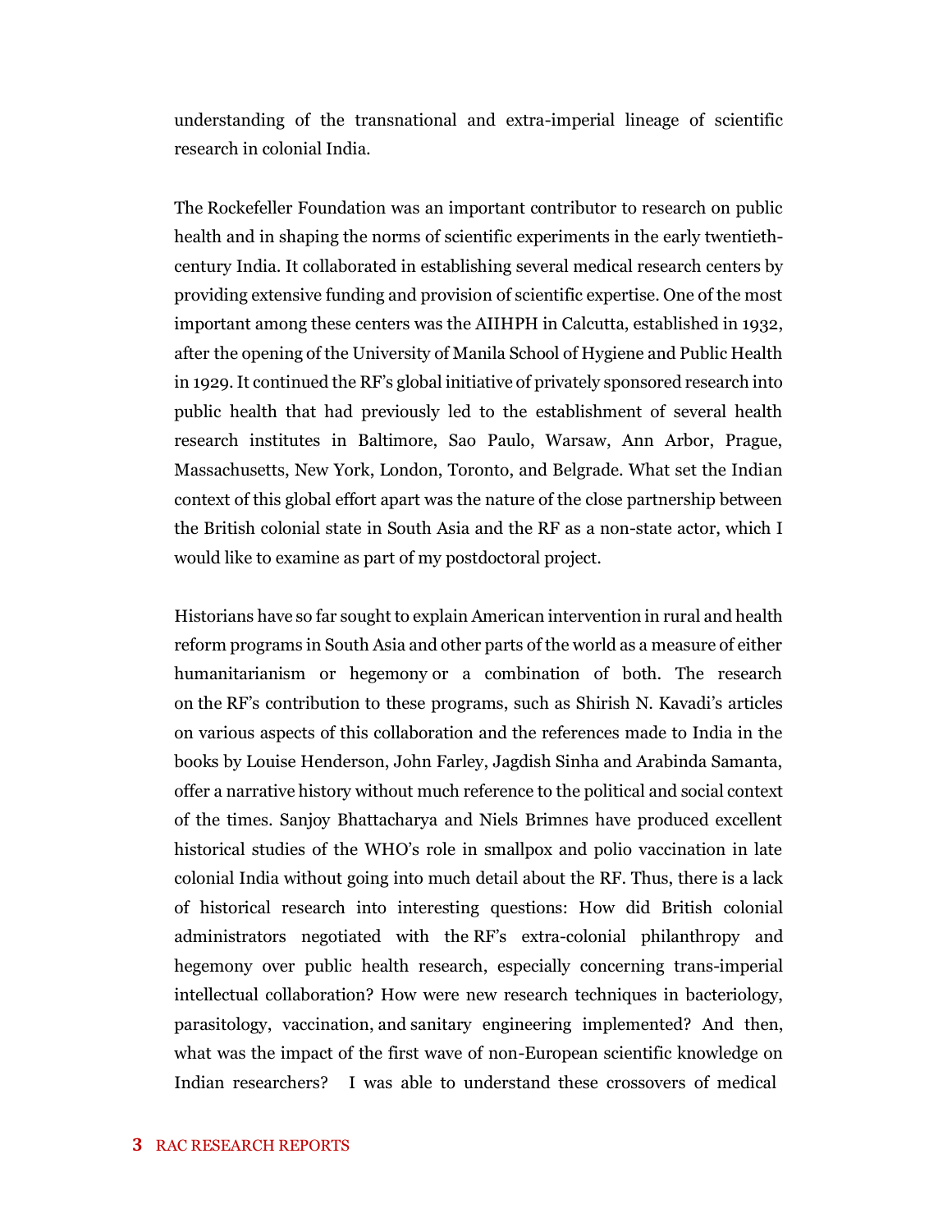understanding of the transnational and extra-imperial lineage of scientific research in colonial India.

The Rockefeller Foundation was an important contributor to research on public health and in shaping the norms of scientific experiments in the early twentieth-century India. It collaborated in establishing several medical research centers by providing extensive funding and provision of scientific expertise. One of the most important among these centers was the AIIHPH in Calcutta, established in 1932, after the opening of the University of Manila School of Hygiene and Public Health in 1929. It continued the RF's global initiative of privately sponsored research into public health that had previously led to the establishment of several health research institutes in Baltimore, Sao Paulo, Warsaw, Ann Arbor, Prague, Massachusetts, New York, London, Toronto, and Belgrade. What set the Indian context of this global effort apart was the nature of the close partnership between the British colonial state in South Asia and the RF as a non-state actor, which I would like to examine as part of my postdoctoral project.

Historians have so far sought to explain American intervention in rural and health reform programs in South Asia and other parts of the world as a measure of either humanitarianism or hegemony or a combination of both. The research on the RF's contribution to these programs, such as Shirish N. Kavadi's articles on various aspects of this collaboration and the references made to India in the books by Louise Henderson, John Farley, Jagdish Sinha and Arabinda Samanta, offer a narrative history without much reference to the political and social context of the times. Sanjoy Bhattacharya and Niels Brimnes have produced excellent historical studies of the WHO's role in smallpox and polio vaccination in late colonial India without going into much detail about the RF. Thus, there is a lack of historical research into interesting questions: How did British colonial administrators negotiated with the RF's extra-colonial philanthropy and hegemony over public health research, especially concerning trans-imperial intellectual collaboration? How were new research techniques in bacteriology, parasitology, vaccination, and sanitary engineering implemented? And then, what was the impact of the first wave of non-European scientific knowledge on Indian researchers? I was able to understand these crossovers of medical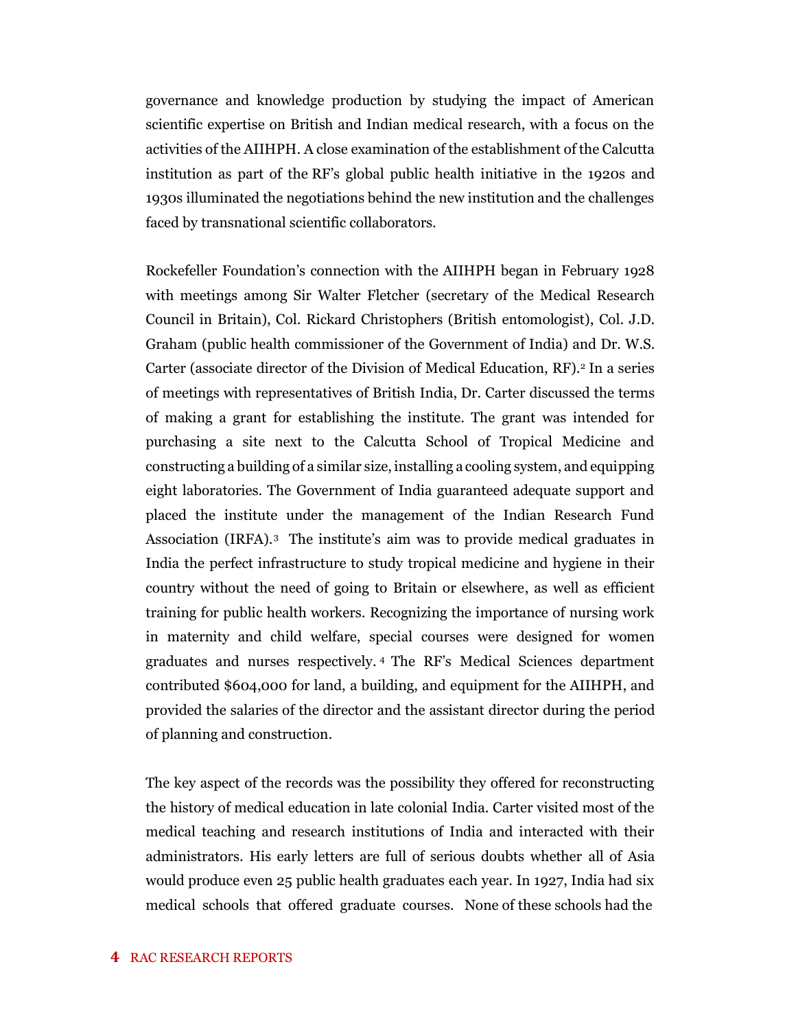governance and knowledge production by studying the impact of American scientific expertise on British and Indian medical research, with a focus on the activities of the AIIHPH. A close examination of the establishment of the Calcutta institution as part of the RF's global public health initiative in the 1920s and 1930s illuminated the negotiations behind the new institution and the challenges faced by transnational scientific collaborators.

Rockefeller Foundation's connection with the AIIHPH began in February 1928 with meetings among Sir Walter Fletcher (secretary of the Medical Research Council in Britain), Col. Rickard Christophers (British entomologist), Col. J.D. Graham (public health commissioner of the Government of India) and Dr. W.S. Carter (associate director of the Division of Medical Education, RF).[2] In a series of meetings with representatives of British India, Dr. Carter discussed the terms of making a grant for establishing the institute. The grant was intended for purchasing a site next to the Calcutta School of Tropical Medicine and constructing a building of a similar size, installing a cooling system, and equipping eight laboratories. The Government of India guaranteed adequate support and placed the institute under the management of the Indian Research Fund Association (IRFA).[3] The institute's aim was to provide medical graduates in India the perfect infrastructure to study tropical medicine and hygiene in their country without the need of going to Britain or elsewhere, as well as efficient training for public health workers. Recognizing the importance of nursing work in maternity and child welfare, special courses were designed for women graduates and nurses respectively.[4] The RF's Medical Sciences department contributed $604,000 for land, a building, and equipment for the AIIHPH, and provided the salaries of the director and the assistant director during the period of planning and construction.

The key aspect of the records was the possibility they offered for reconstructing the history of medical education in late colonial India. Carter visited most of the medical teaching and research institutions of India and interacted with their administrators. His early letters are full of serious doubts whether all of Asia would produce even 25 public health graduates each year. In 1927, India had six medical schools that offered graduate courses. None of these schools had the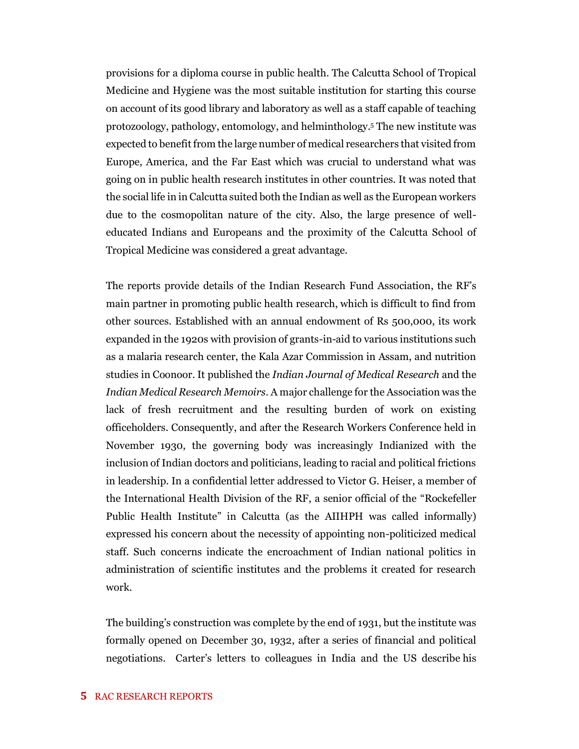provisions for a diploma course in public health. The Calcutta School of Tropical Medicine and Hygiene was the most suitable institution for starting this course on account of its good library and laboratory as well as a staff capable of teaching protozoology, pathology, entomology, and helminthology.[5] The new institute was expected to benefit from the large number of medical researchers that visited from Europe, America, and the Far East which was crucial to understand what was going on in public health research institutes in other countries. It was noted that the social life in in Calcutta suited both the Indian as well as the European workers due to the cosmopolitan nature of the city. Also, the large presence of well-educated Indians and Europeans and the proximity of the Calcutta School of Tropical Medicine was considered a great advantage.

The reports provide details of the Indian Research Fund Association, the RF's main partner in promoting public health research, which is difficult to find from other sources. Established with an annual endowment of Rs 500,000, its work expanded in the 1920s with provision of grants-in-aid to various institutions such as a malaria research center, the Kala Azar Commission in Assam, and nutrition studies in Coonoor. It published the *Indian Journal of Medical Research* and the *Indian Medical Research Memoirs*. A major challenge for the Association was the lack of fresh recruitment and the resulting burden of work on existing officeholders. Consequently, and after the Research Workers Conference held in November 1930, the governing body was increasingly Indianized with the inclusion of Indian doctors and politicians, leading to racial and political frictions in leadership. In a confidential letter addressed to Victor G. Heiser, a member of the International Health Division of the RF, a senior official of the "Rockefeller Public Health Institute" in Calcutta (as the AIIHPH was called informally) expressed his concern about the necessity of appointing non-politicized medical staff. Such concerns indicate the encroachment of Indian national politics in administration of scientific institutes and the problems it created for research work.

The building's construction was complete by the end of 1931, but the institute was formally opened on December 30, 1932, after a series of financial and political negotiations. Carter's letters to colleagues in India and the US describe his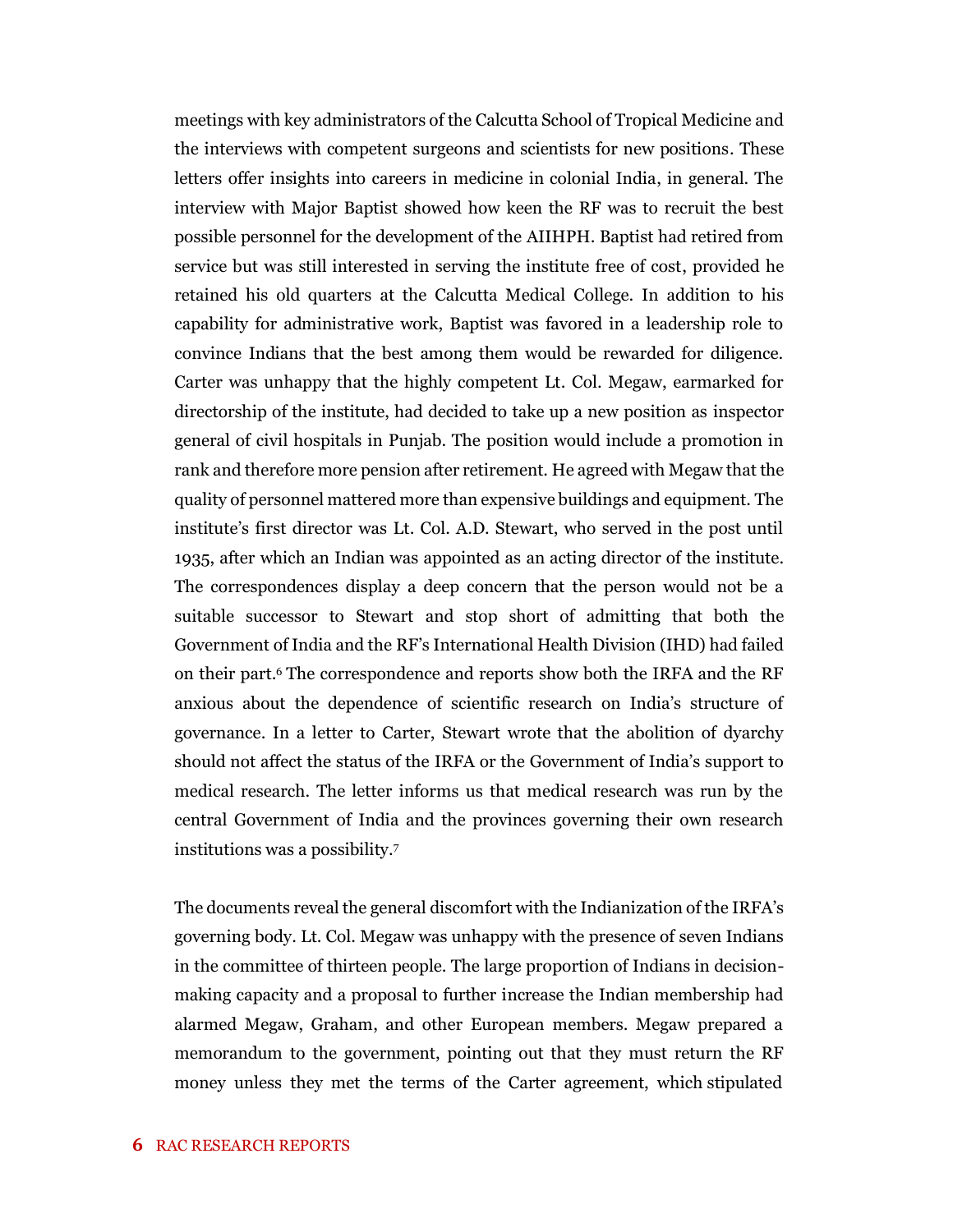meetings with key administrators of the Calcutta School of Tropical Medicine and the interviews with competent surgeons and scientists for new positions. These letters offer insights into careers in medicine in colonial India, in general. The interview with Major Baptist showed how keen the RF was to recruit the best possible personnel for the development of the AIIHPH. Baptist had retired from service but was still interested in serving the institute free of cost, provided he retained his old quarters at the Calcutta Medical College. In addition to his capability for administrative work, Baptist was favored in a leadership role to convince Indians that the best among them would be rewarded for diligence. Carter was unhappy that the highly competent Lt. Col. Megaw, earmarked for directorship of the institute, had decided to take up a new position as inspector general of civil hospitals in Punjab. The position would include a promotion in rank and therefore more pension after retirement. He agreed with Megaw that the quality of personnel mattered more than expensive buildings and equipment. The institute's first director was Lt. Col. A.D. Stewart, who served in the post until 1935, after which an Indian was appointed as an acting director of the institute. The correspondences display a deep concern that the person would not be a suitable successor to Stewart and stop short of admitting that both the Government of India and the RF's International Health Division (IHD) had failed on their part.[6] The correspondence and reports show both the IRFA and the RF anxious about the dependence of scientific research on India's structure of governance. In a letter to Carter, Stewart wrote that the abolition of dyarchy should not affect the status of the IRFA or the Government of India's support to medical research. The letter informs us that medical research was run by the central Government of India and the provinces governing their own research institutions was a possibility.[7]

The documents reveal the general discomfort with the Indianization of the IRFA's governing body. Lt. Col. Megaw was unhappy with the presence of seven Indians in the committee of thirteen people. The large proportion of Indians in decision-making capacity and a proposal to further increase the Indian membership had alarmed Megaw, Graham, and other European members. Megaw prepared a memorandum to the government, pointing out that they must return the RF money unless they met the terms of the Carter agreement, which stipulated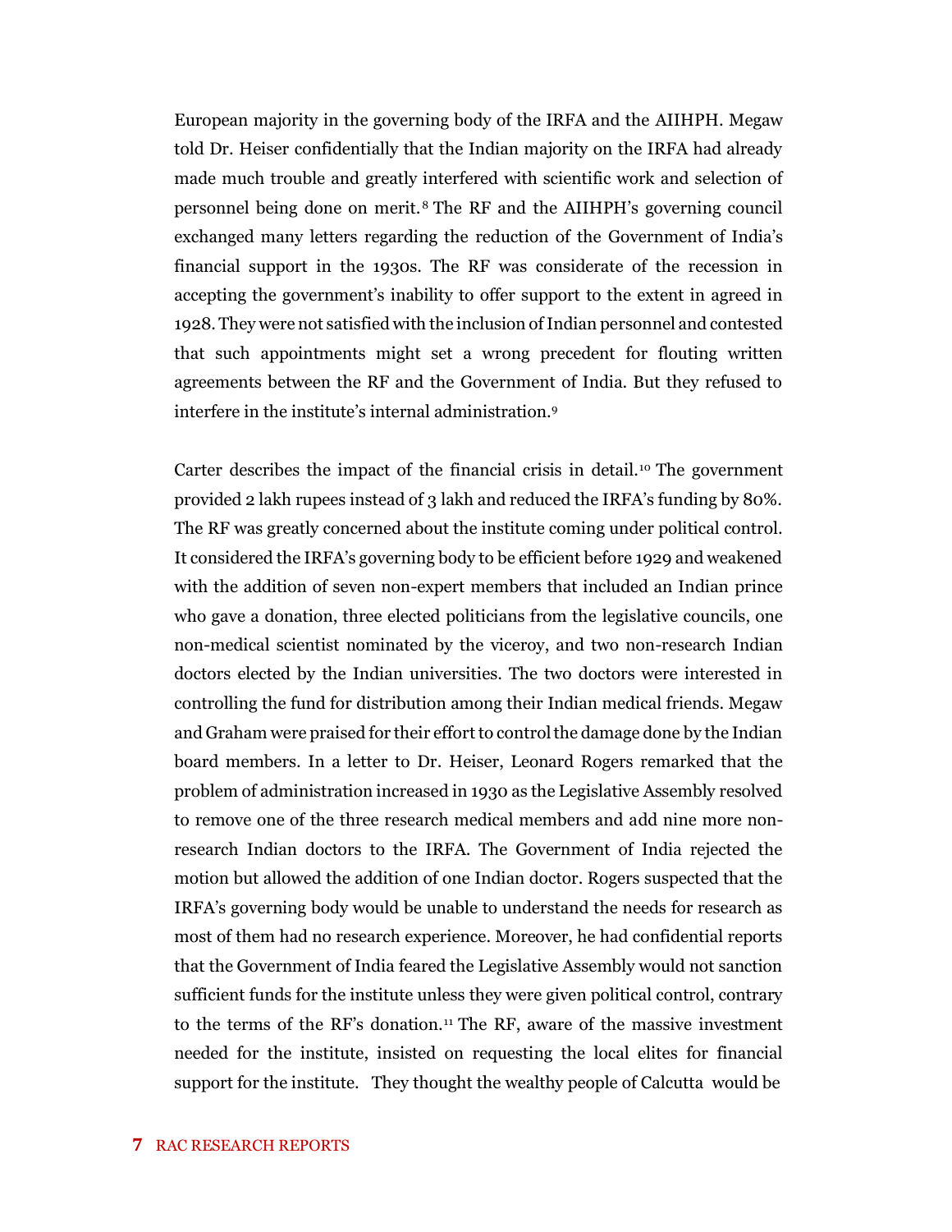European majority in the governing body of the IRFA and the AIIHPH. Megaw told Dr. Heiser confidentially that the Indian majority on the IRFA had already made much trouble and greatly interfered with scientific work and selection of personnel being done on merit.[8] The RF and the AIIHPH's governing council exchanged many letters regarding the reduction of the Government of India's financial support in the 1930s. The RF was considerate of the recession in accepting the government's inability to offer support to the extent in agreed in 1928. They were not satisfied with the inclusion of Indian personnel and contested that such appointments might set a wrong precedent for flouting written agreements between the RF and the Government of India. But they refused to interfere in the institute's internal administration.[9]

Carter describes the impact of the financial crisis in detail.[10] The government provided 2 lakh rupees instead of 3 lakh and reduced the IRFA's funding by 80%. The RF was greatly concerned about the institute coming under political control. It considered the IRFA's governing body to be efficient before 1929 and weakened with the addition of seven non-expert members that included an Indian prince who gave a donation, three elected politicians from the legislative councils, one non-medical scientist nominated by the viceroy, and two non-research Indian doctors elected by the Indian universities. The two doctors were interested in controlling the fund for distribution among their Indian medical friends. Megaw and Graham were praised for their effort to control the damage done by the Indian board members. In a letter to Dr. Heiser, Leonard Rogers remarked that the problem of administration increased in 1930 as the Legislative Assembly resolved to remove one of the three research medical members and add nine more non-research Indian doctors to the IRFA. The Government of India rejected the motion but allowed the addition of one Indian doctor. Rogers suspected that the IRFA's governing body would be unable to understand the needs for research as most of them had no research experience. Moreover, he had confidential reports that the Government of India feared the Legislative Assembly would not sanction sufficient funds for the institute unless they were given political control, contrary to the terms of the RF's donation.[11] The RF, aware of the massive investment needed for the institute, insisted on requesting the local elites for financial support for the institute. They thought the wealthy people of Calcutta would be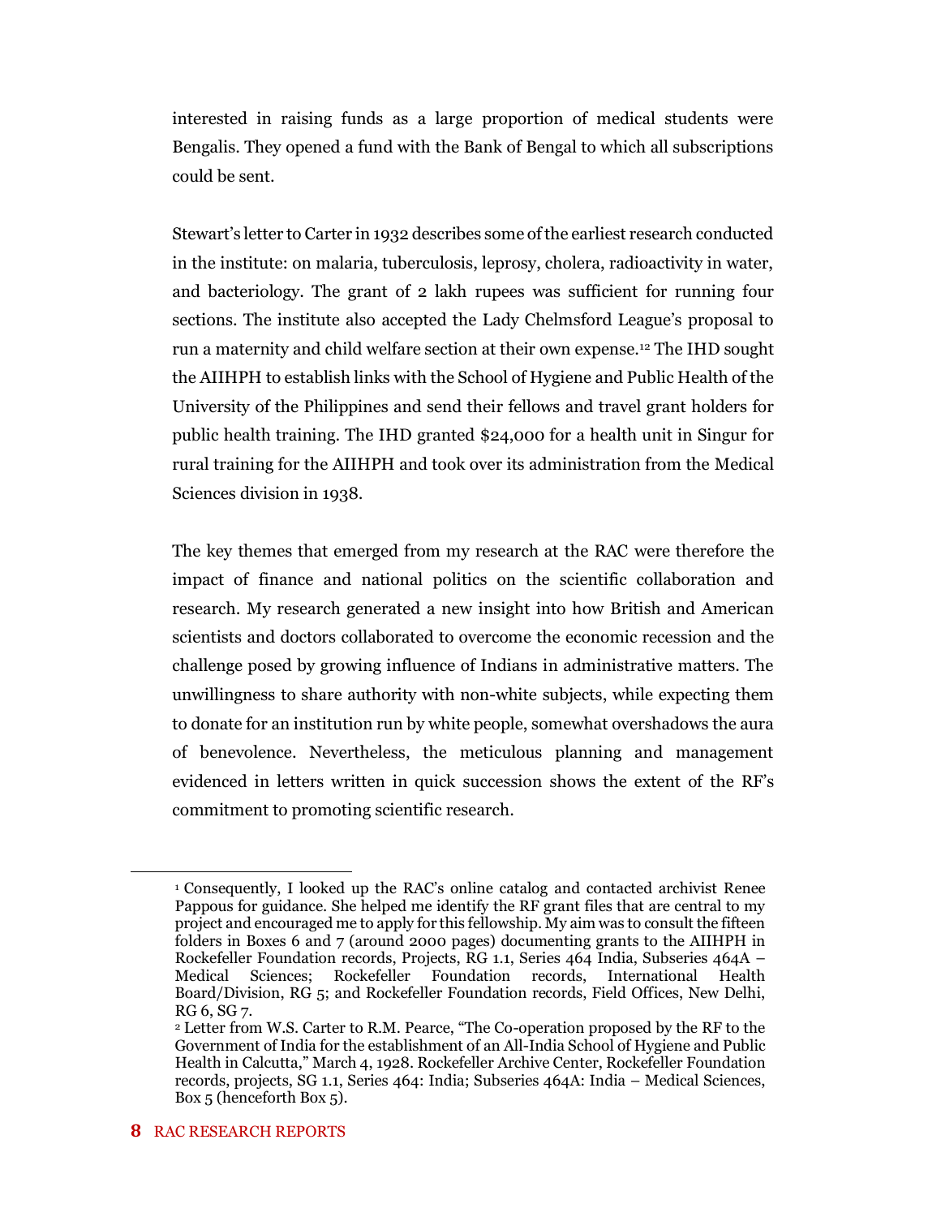interested in raising funds as a large proportion of medical students were Bengalis. They opened a fund with the Bank of Bengal to which all subscriptions could be sent.

Stewart's letter to Carter in 1932 describes some of the earliest research conducted in the institute: on malaria, tuberculosis, leprosy, cholera, radioactivity in water, and bacteriology. The grant of 2 lakh rupees was sufficient for running four sections. The institute also accepted the Lady Chelmsford League's proposal to run a maternity and child welfare section at their own expense.[12] The IHD sought the AIIHPH to establish links with the School of Hygiene and Public Health of the University of the Philippines and send their fellows and travel grant holders for public health training. The IHD granted $24,000 for a health unit in Singur for rural training for the AIIHPH and took over its administration from the Medical Sciences division in 1938.

The key themes that emerged from my research at the RAC were therefore the impact of finance and national politics on the scientific collaboration and research. My research generated a new insight into how British and American scientists and doctors collaborated to overcome the economic recession and the challenge posed by growing influence of Indians in administrative matters. The unwillingness to share authority with non-white subjects, while expecting them to donate for an institution run by white people, somewhat overshadows the aura of benevolence. Nevertheless, the meticulous planning and management evidenced in letters written in quick succession shows the extent of the RF's commitment to promoting scientific research.

---

[1] Consequently, I looked up the RAC's online catalog and contacted archivist Renee Pappous for guidance. She helped me identify the RF grant files that are central to my project and encouraged me to apply for this fellowship. My aim was to consult the fifteen folders in Boxes 6 and 7 (around 2000 pages) documenting grants to the AIIHPH in Rockefeller Foundation records, Projects, RG 1.1, Series 464 India, Subseries 464A – Medical Sciences; Rockefeller Foundation records, International Health Board/Division, RG 5; and Rockefeller Foundation records, Field Offices, New Delhi, RG 6, SG 7.

[2] Letter from W.S. Carter to R.M. Pearce, "The Co-operation proposed by the RF to the Government of India for the establishment of an All-India School of Hygiene and Public Health in Calcutta," March 4, 1928. Rockefeller Archive Center, Rockefeller Foundation records, projects, SG 1.1, Series 464: India; Subseries 464A: India – Medical Sciences, Box 5 (henceforth Box 5).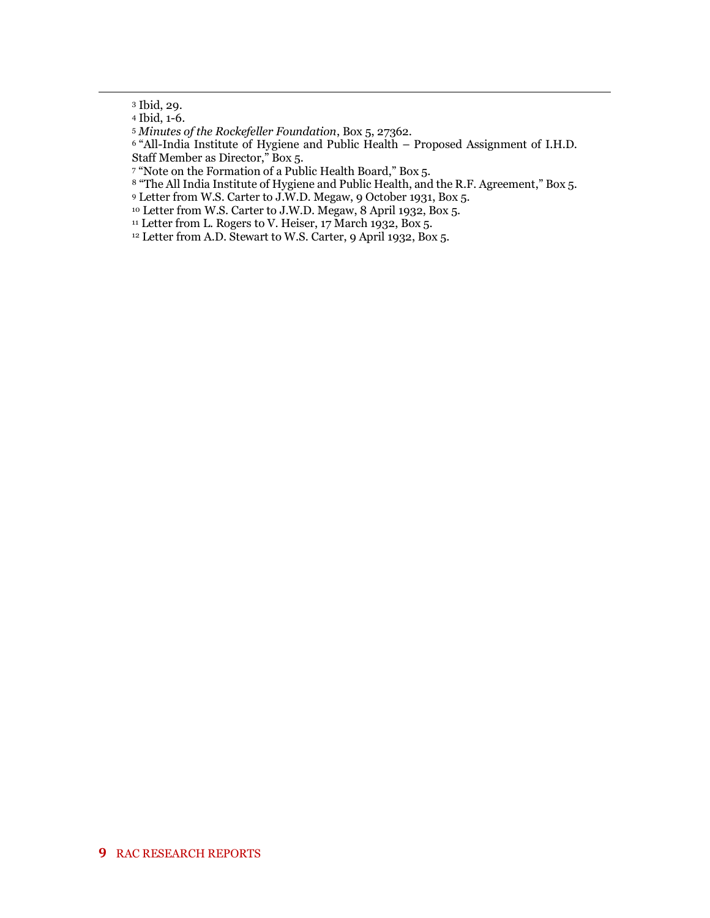[3] Ibid, 29.
[4] Ibid, 1-6.
[5] *Minutes of the Rockefeller Foundation*, Box 5, 27362.
[6] "All-India Institute of Hygiene and Public Health – Proposed Assignment of I.H.D. Staff Member as Director," Box 5.
[7] "Note on the Formation of a Public Health Board," Box 5.
[8] "The All India Institute of Hygiene and Public Health, and the R.F. Agreement," Box 5.
[9] Letter from W.S. Carter to J.W.D. Megaw, 9 October 1931, Box 5.
[10] Letter from W.S. Carter to J.W.D. Megaw, 8 April 1932, Box 5.
[11] Letter from L. Rogers to V. Heiser, 17 March 1932, Box 5.
[12] Letter from A.D. Stewart to W.S. Carter, 9 April 1932, Box 5.